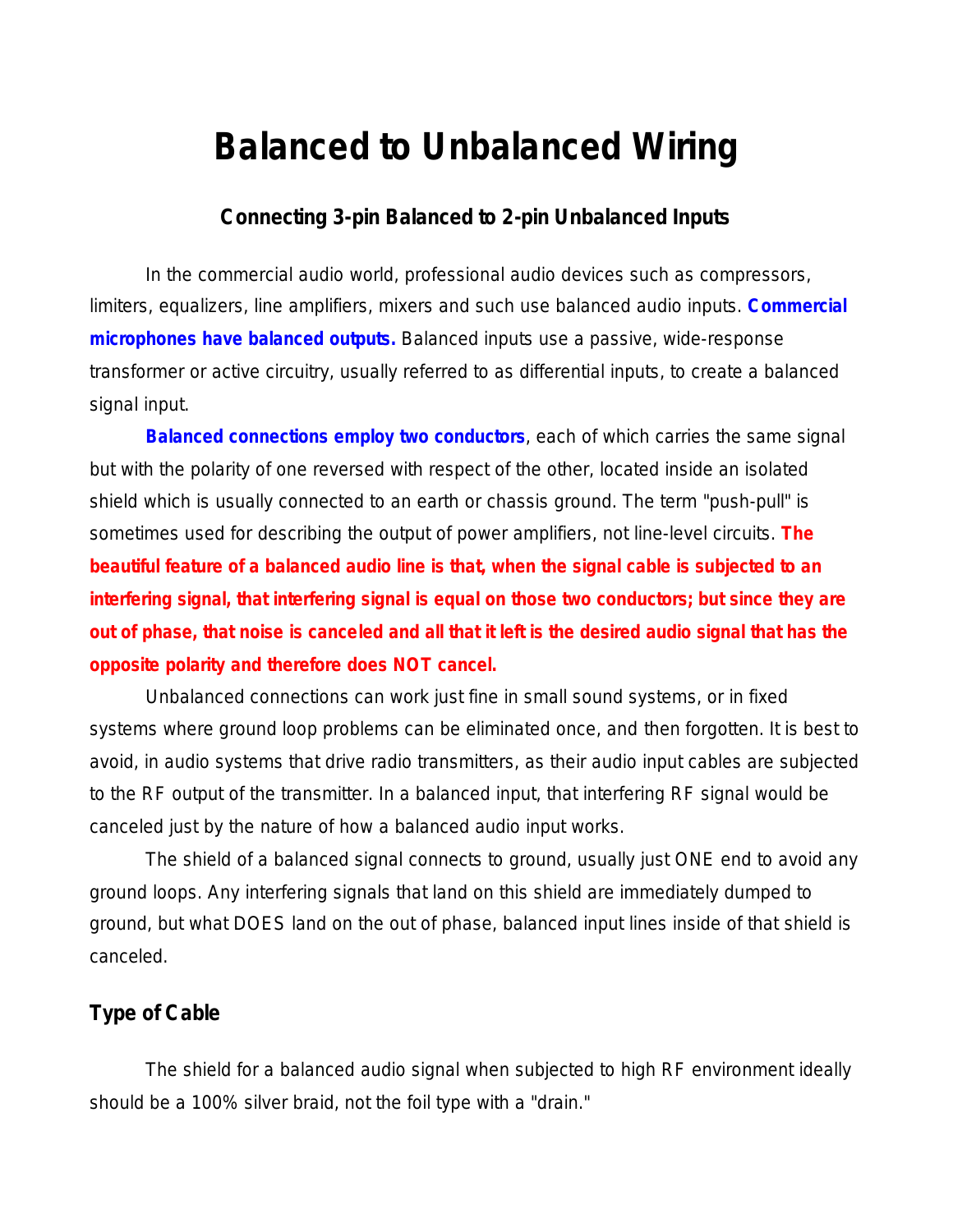# Balanced to Unbalanced Wiring

### Connecting 3-pin Balanced to 2-pin Unbalanced Inputs

In the commercial audio world, professional audio devices such as compressors, limiters, equalizers, line amplifiers, mixers and such use balanced audio inputs. **Commercial microphones have balanced outputs.** Balanced inputs use a passive, wide-response transformer or active circuitry, usually referred to as differential inputs, to create a balanced signal input.

**Balanced connections employ two conductors**, each of which carries the same signal but with the polarity of one reversed with respect of the other, located inside an isolated shield which is usually connected to an earth or chassis ground. The term "push-pull" is sometimes used for describing the output of power amplifiers, not line-level circuits. **The beautiful feature of a balanced audio line is that, when the signal cable is subjected to an interfering signal, that interfering signal is equal on those two conductors; but since they are out of phase, that noise is canceled and all that it left is the desired audio signal that has the opposite polarity and therefore does NOT cancel.**

Unbalanced connections can work just fine in small sound systems, or in fixed systems where ground loop problems can be eliminated once, and then forgotten. It is best to avoid, in audio systems that drive radio transmitters, as their audio input cables are subjected to the RF output of the transmitter. In a balanced input, that interfering RF signal would be canceled just by the nature of how a balanced audio input works.

The shield of a balanced signal connects to ground, usually just ONE end to avoid any ground loops. Any interfering signals that land on this shield are immediately dumped to ground, but what DOES land on the out of phase, balanced input lines inside of that shield is canceled.

### Type of Cable

The shield for a balanced audio signal when subjected to high RF environment ideally should be a 100% silver braid, not the foil type with a "drain."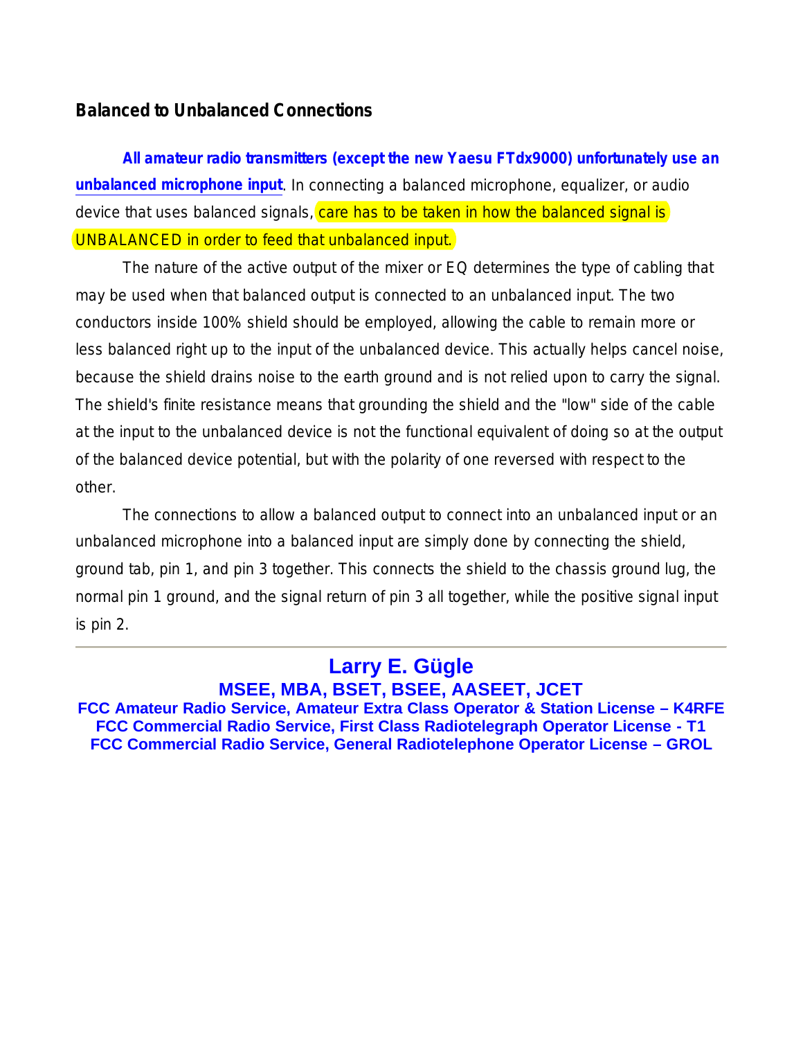## Balanced to Unbalanced Connections

**All amateur radio transmitters (except the new Yaesu FTdx9000) unfortunately use an unbalanced microphone input**. In connecting a balanced microphone, equalizer, or audio device that uses balanced signals, care has to be taken in how the balanced signal is UNBALANCED in order to feed that unbalanced input.

The nature of the active output of the mixer or EQ determines the type of cabling that may be used when that balanced output is connected to an unbalanced input. The two conductors inside 100% shield should be employed, allowing the cable to remain more or less balanced right up to the input of the unbalanced device. This actually helps cancel noise, because the shield drains noise to the earth ground and is not relied upon to carry the signal. The shield's finite resistance means that grounding the shield and the "low" side of the cable at the input to the unbalanced device is not the functional equivalent of doing so at the output of the balanced device potential, but with the polarity of one reversed with respect to the other.

The connections to allow a balanced output to connect into an unbalanced input or an unbalanced microphone into a balanced input are simply done by connecting the shield, ground tab, pin 1, and pin 3 together. This connects the shield to the chassis ground lug, the normal pin 1 ground, and the signal return of pin 3 all together, while the positive signal input is pin 2.

---

**Larry E. Gügle**

**MSEE, MBA, BSET, BSEE, AASEET, JCET**

**FCC Amateur Radio Service, Amateur Extra Class Operator & Station License – K4RFE**

**FCC Commercial Radio Service, First Class Radiotelegraph Operator License - T1**

**FCC Commercial Radio Service, General Radiotelephone Operator License – GROL**